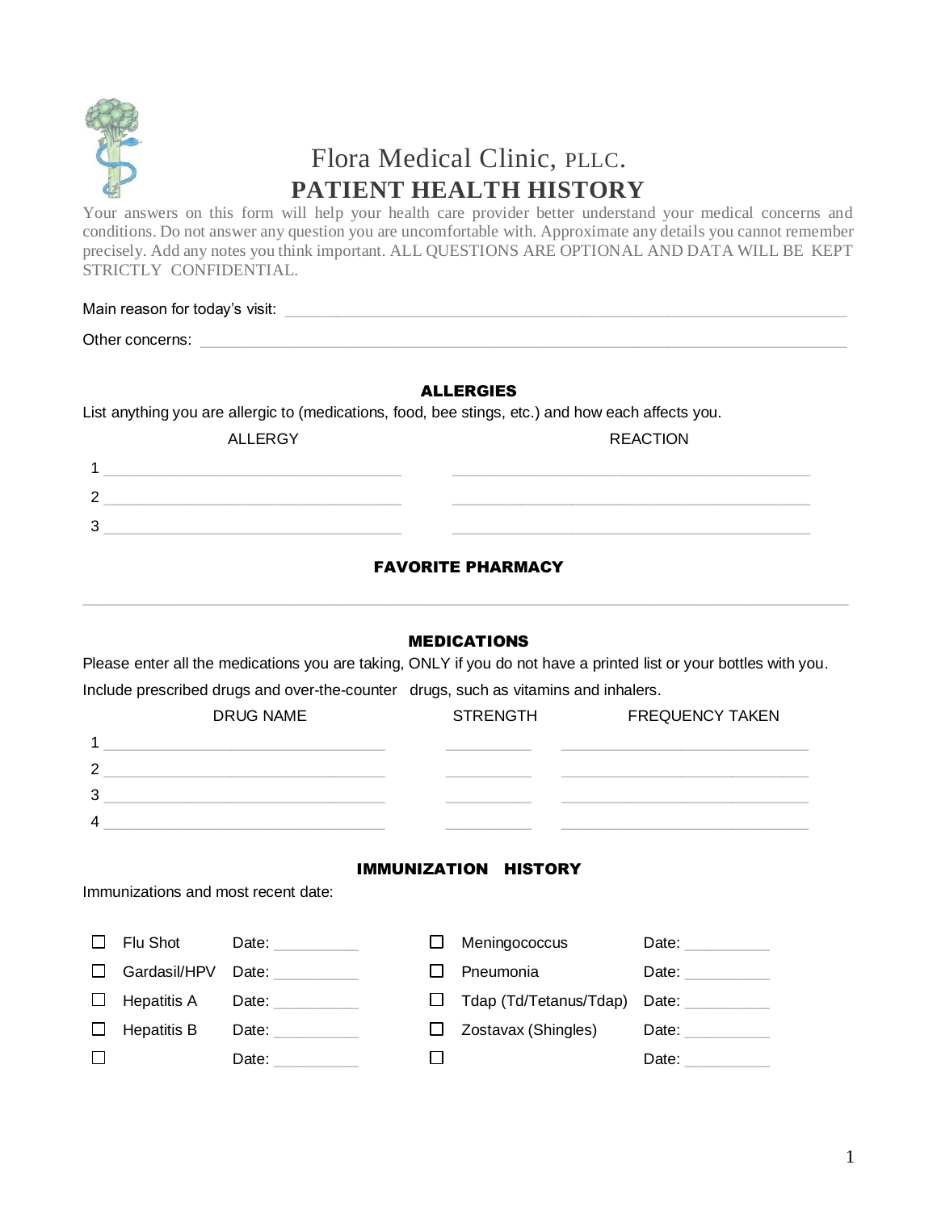# Flora Medical Clinic, PLLC.

## PATIENT HEALTH HISTORY

Your answers on this form will help your health care provider better understand your medical concerns and conditions. Do not answer any question you are uncomfortable with. Approximate any details you cannot remember precisely. Add any notes you think important. ALL QUESTIONS ARE OPTIONAL AND DATA WILL BE KEPT STRICTLY CONFIDENTIAL.

Main reason for today's visit: ______________________________________________

Other concerns: ______________________________________________

### ALLERGIES

List anything you are allergic to (medications, food, bee stings, etc.) and how each affects you.

| | ALLERGY | REACTION |
|---|---|---|
| 1 | ____________________ | ____________________ |
| 2 | ____________________ | ____________________ |
| 3 | ____________________ | ____________________ |

### FAVORITE PHARMACY

______________________________________________

### MEDICATIONS

Please enter all the medications you are taking, ONLY if you do not have a printed list or your bottles with you.

Include prescribed drugs and over-the-counter drugs, such as vitamins and inhalers.

| | DRUG NAME | STRENGTH | FREQUENCY TAKEN |
|---|---|---|---|
| 1 | ____________________ | ________ | ____________________ |
| 2 | ____________________ | ________ | ____________________ |
| 3 | ____________________ | ________ | ____________________ |
| 4 | ____________________ | ________ | ____________________ |

### IMMUNIZATION HISTORY

Immunizations and most recent date:

| | Immunization | Date | | Immunization | Date |
|---|---|---|---|---|---|
| ☐ | Flu Shot | Date: ________ | ☐ | Meningococcus | Date: ________ |
| ☐ | Gardasil/HPV | Date: ________ | ☐ | Pneumonia | Date: ________ |
| ☐ | Hepatitis A | Date: ________ | ☐ | Tdap (Td/Tetanus/Tdap) | Date: ________ |
| ☐ | Hepatitis B | Date: ________ | ☐ | Zostavax (Shingles) | Date: ________ |
| ☐ | | Date: ________ | ☐ | | Date: ________ |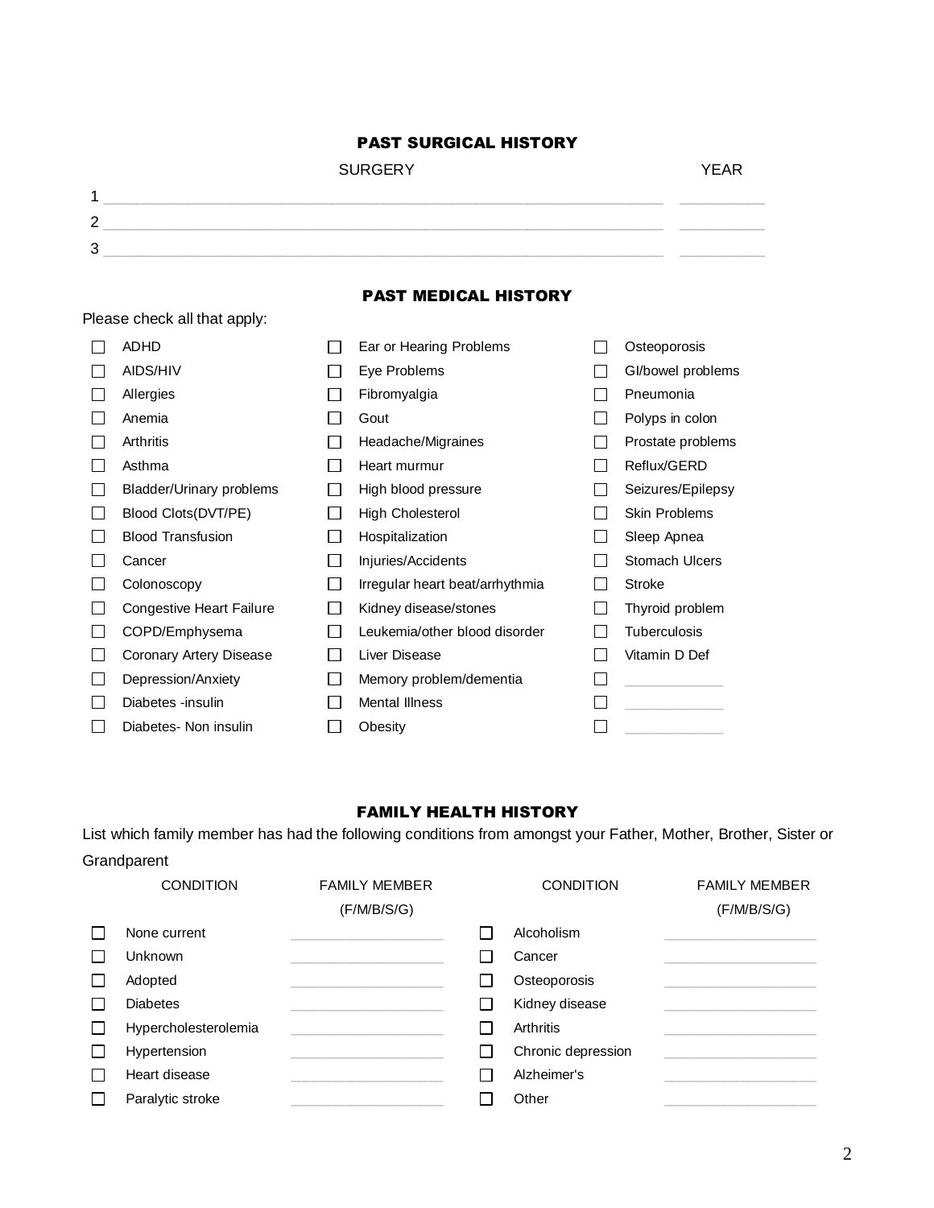## PAST SURGICAL HISTORY

| | SURGERY | YEAR |
|---|---|---|
| 1 | ______________________________ | __________ |
| 2 | ______________________________ | __________ |
| 3 | ______________________________ | __________ |

## PAST MEDICAL HISTORY

Please check all that apply:

| | | |
|---|---|---|
| ☐ ADHD | ☐ Ear or Hearing Problems | ☐ Osteoporosis |
| ☐ AIDS/HIV | ☐ Eye Problems | ☐ GI/bowel problems |
| ☐ Allergies | ☐ Fibromyalgia | ☐ Pneumonia |
| ☐ Anemia | ☐ Gout | ☐ Polyps in colon |
| ☐ Arthritis | ☐ Headache/Migraines | ☐ Prostate problems |
| ☐ Asthma | ☐ Heart murmur | ☐ Reflux/GERD |
| ☐ Bladder/Urinary problems | ☐ High blood pressure | ☐ Seizures/Epilepsy |
| ☐ Blood Clots(DVT/PE) | ☐ High Cholesterol | ☐ Skin Problems |
| ☐ Blood Transfusion | ☐ Hospitalization | ☐ Sleep Apnea |
| ☐ Cancer | ☐ Injuries/Accidents | ☐ Stomach Ulcers |
| ☐ Colonoscopy | ☐ Irregular heart beat/arrhythmia | ☐ Stroke |
| ☐ Congestive Heart Failure | ☐ Kidney disease/stones | ☐ Thyroid problem |
| ☐ COPD/Emphysema | ☐ Leukemia/other blood disorder | ☐ Tuberculosis |
| ☐ Coronary Artery Disease | ☐ Liver Disease | ☐ Vitamin D Def |
| ☐ Depression/Anxiety | ☐ Memory problem/dementia | ☐ ____________ |
| ☐ Diabetes -insulin | ☐ Mental Illness | ☐ ____________ |
| ☐ Diabetes- Non insulin | ☐ Obesity | ☐ ____________ |

## FAMILY HEALTH HISTORY

List which family member has had the following conditions from amongst your Father, Mother, Brother, Sister or Grandparent

| CONDITION | FAMILY MEMBER (F/M/B/S/G) | CONDITION | FAMILY MEMBER (F/M/B/S/G) |
|---|---|---|---|
| ☐ None current | __________________ | ☐ Alcoholism | __________________ |
| ☐ Unknown | __________________ | ☐ Cancer | __________________ |
| ☐ Adopted | __________________ | ☐ Osteoporosis | __________________ |
| ☐ Diabetes | __________________ | ☐ Kidney disease | __________________ |
| ☐ Hypercholesterolemia | __________________ | ☐ Arthritis | __________________ |
| ☐ Hypertension | __________________ | ☐ Chronic depression | __________________ |
| ☐ Heart disease | __________________ | ☐ Alzheimer's | __________________ |
| ☐ Paralytic stroke | __________________ | ☐ Other | __________________ |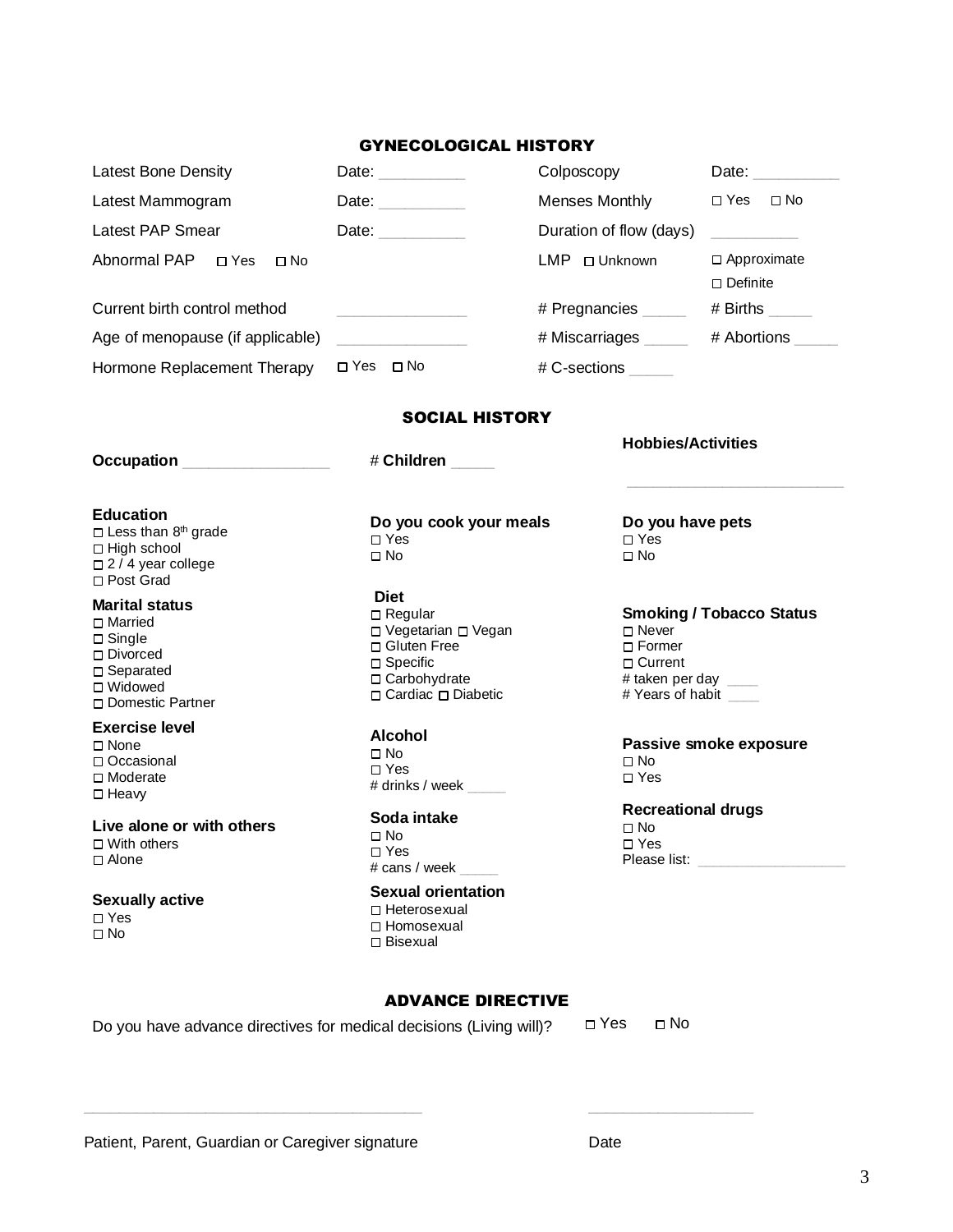## GYNECOLOGICAL HISTORY

| | | | |
|---|---|---|---|
| Latest Bone Density | Date: __________ | Colposcopy | Date: __________ |
| Latest Mammogram | Date: __________ | Menses Monthly | ☐ Yes ☐ No |
| Latest PAP Smear | Date: __________ | Duration of flow (days) | __________ |
| Abnormal PAP ☐ Yes ☐ No | | LMP ☐ Unknown | ☐ Approximate ☐ Definite |
| Current birth control method | ______________ | # Pregnancies _____ | # Births _____ |
| Age of menopause (if applicable) | ______________ | # Miscarriages _____ | # Abortions _____ |
| Hormone Replacement Therapy | ☐ Yes ☐ No | # C-sections _____ | |

## SOCIAL HISTORY

**Occupation** ________________

# **Children** _____

**Hobbies/Activities**

________________________

**Education**
- ☐ Less than 8th grade
- ☐ High school
- ☐ 2 / 4 year college
- ☐ Post Grad

**Marital status**
- ☐ Married
- ☐ Single
- ☐ Divorced
- ☐ Separated
- ☐ Widowed
- ☐ Domestic Partner

**Exercise level**
- ☐ None
- ☐ Occasional
- ☐ Moderate
- ☐ Heavy

**Live alone or with others**
- ☐ With others
- ☐ Alone

**Sexually active**
- ☐ Yes
- ☐ No

**Do you cook your meals**
- ☐ Yes
- ☐ No

**Diet**
- ☐ Regular
- ☐ Vegetarian ☐ Vegan
- ☐ Gluten Free
- ☐ Specific
- ☐ Carbohydrate
- ☐ Cardiac ☐ Diabetic

**Alcohol**
- ☐ No
- ☐ Yes
- # drinks / week _____

**Soda intake**
- ☐ No
- ☐ Yes
- # cans / week _____

**Sexual orientation**
- ☐ Heterosexual
- ☐ Homosexual
- ☐ Bisexual

**Do you have pets**
- ☐ Yes
- ☐ No

**Smoking / Tobacco Status**
- ☐ Never
- ☐ Former
- ☐ Current
- # taken per day ____
- # Years of habit ____

**Passive smoke exposure**
- ☐ No
- ☐ Yes

**Recreational drugs**
- ☐ No
- ☐ Yes
- Please list: __________________

## ADVANCE DIRECTIVE

Do you have advance directives for medical decisions (Living will)? ☐ Yes ☐ No

________________________________________ ____________________

Patient, Parent, Guardian or Caregiver signature Date